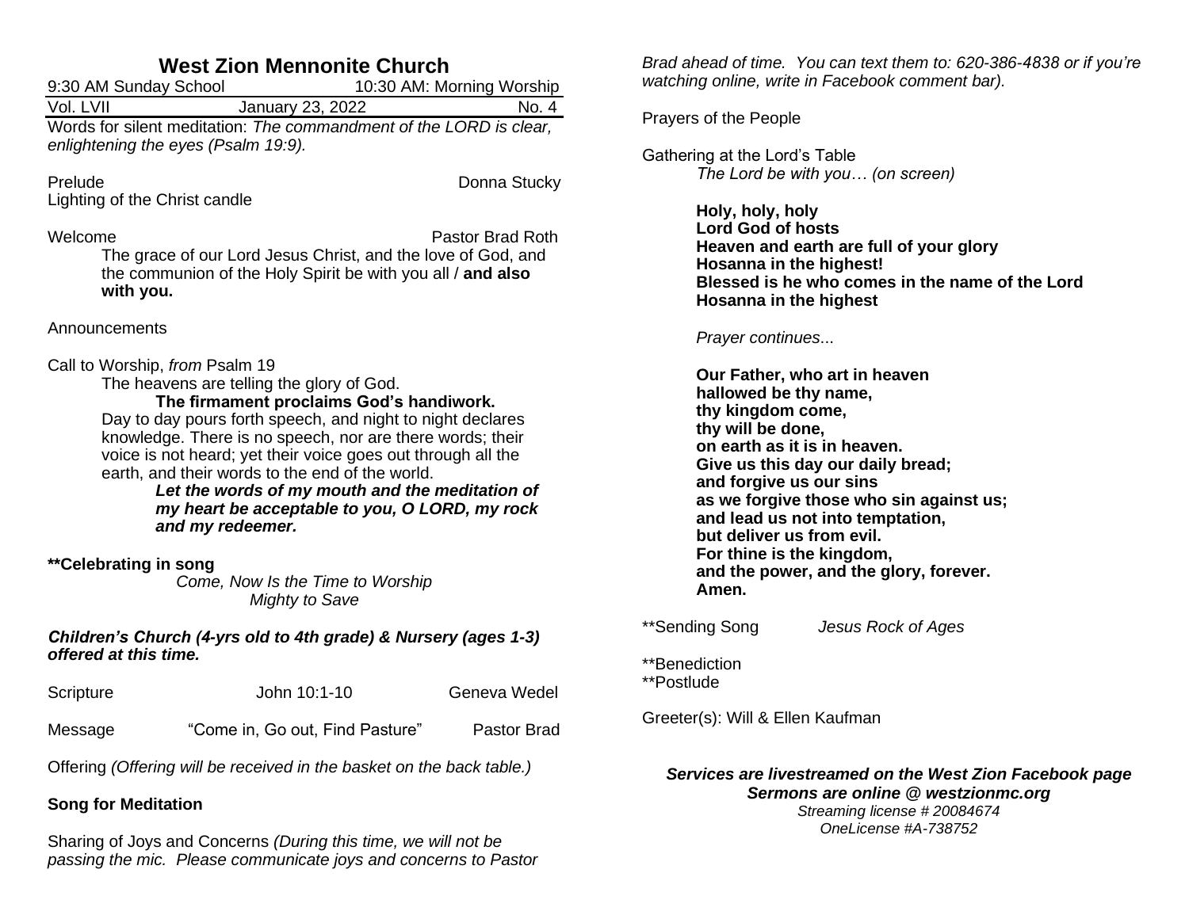# West Zion Mennonite Church

9:30 AM Sunday School | 10:30 AM: Morning Worship

Vol. LVII | January 23, 2022 | No. 4

Words for silent meditation: *The commandment of the LORD is clear, enlightening the eyes (Psalm 19:9).*

Prelude — Donna Stucky

Lighting of the Christ candle

Welcome — Pastor Brad Roth

The grace of our Lord Jesus Christ, and the love of God, and the communion of the Holy Spirit be with you all / **and also with you.**

Announcements

Call to Worship, *from* Psalm 19

The heavens are telling the glory of God.

**The firmament proclaims God's handiwork.**

Day to day pours forth speech, and night to night declares knowledge. There is no speech, nor are there words; their voice is not heard; yet their voice goes out through all the earth, and their words to the end of the world.

***Let the words of my mouth and the meditation of my heart be acceptable to you, O LORD, my rock and my redeemer.***

**\*\*Celebrating in song**

*Come, Now Is the Time to Worship*
*Mighty to Save*

***Children's Church (4-yrs old to 4th grade) & Nursery (ages 1-3) offered at this time.***

Scripture — John 10:1-10 — Geneva Wedel

Message — "Come in, Go out, Find Pasture" — Pastor Brad

Offering *(Offering will be received in the basket on the back table.)*

**Song for Meditation**

Sharing of Joys and Concerns *(During this time, we will not be passing the mic. Please communicate joys and concerns to Pastor Brad ahead of time. You can text them to: 620-386-4838 or if you're watching online, write in Facebook comment bar).*

Prayers of the People

Gathering at the Lord's Table

*The Lord be with you… (on screen)*

**Holy, holy, holy**
**Lord God of hosts**
**Heaven and earth are full of your glory**
**Hosanna in the highest!**
**Blessed is he who comes in the name of the Lord**
**Hosanna in the highest**

*Prayer continues*...

**Our Father, who art in heaven**
**hallowed be thy name,**
**thy kingdom come,**
**thy will be done,**
**on earth as it is in heaven.**
**Give us this day our daily bread;**
**and forgive us our sins**
**as we forgive those who sin against us;**
**and lead us not into temptation,**
**but deliver us from evil.**
**For thine is the kingdom,**
**and the power, and the glory, forever.**
**Amen.**

\*\*Sending Song — *Jesus Rock of Ages*

\*\*Benediction
\*\*Postlude

Greeter(s): Will & Ellen Kaufman

***Services are livestreamed on the West Zion Facebook page***
***Sermons are online @ westzionmc.org***
*Streaming license # 20084674*
*OneLicense #A-738752*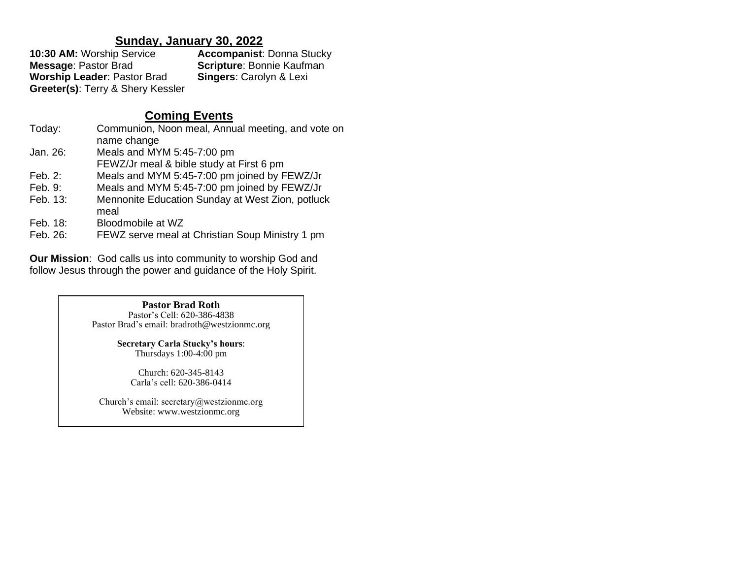## Sunday, January 30, 2022

**10:30 AM:** Worship Service
**Message**: Pastor Brad
**Worship Leader**: Pastor Brad
**Greeter(s)**: Terry & Shery Kessler
**Accompanist**: Donna Stucky
**Scripture**: Bonnie Kaufman
**Singers**: Carolyn & Lexi

## Coming Events

| | |
|---|---|
| Today: | Communion, Noon meal, Annual meeting, and vote on name change |
| Jan. 26: | Meals and MYM 5:45-7:00 pm<br>FEWZ/Jr meal & bible study at First 6 pm |
| Feb. 2: | Meals and MYM 5:45-7:00 pm joined by FEWZ/Jr |
| Feb. 9: | Meals and MYM 5:45-7:00 pm joined by FEWZ/Jr |
| Feb. 13: | Mennonite Education Sunday at West Zion, potluck meal |
| Feb. 18: | Bloodmobile at WZ |
| Feb. 26: | FEWZ serve meal at Christian Soup Ministry 1 pm |

**Our Mission**: God calls us into community to worship God and follow Jesus through the power and guidance of the Holy Spirit.

**Pastor Brad Roth**
Pastor's Cell: 620-386-4838
Pastor Brad's email: bradroth@westzionmc.org

**Secretary Carla Stucky's hours**:
Thursdays 1:00-4:00 pm

Church: 620-345-8143
Carla's cell: 620-386-0414

Church's email: secretary@westzionmc.org
Website: www.westzionmc.org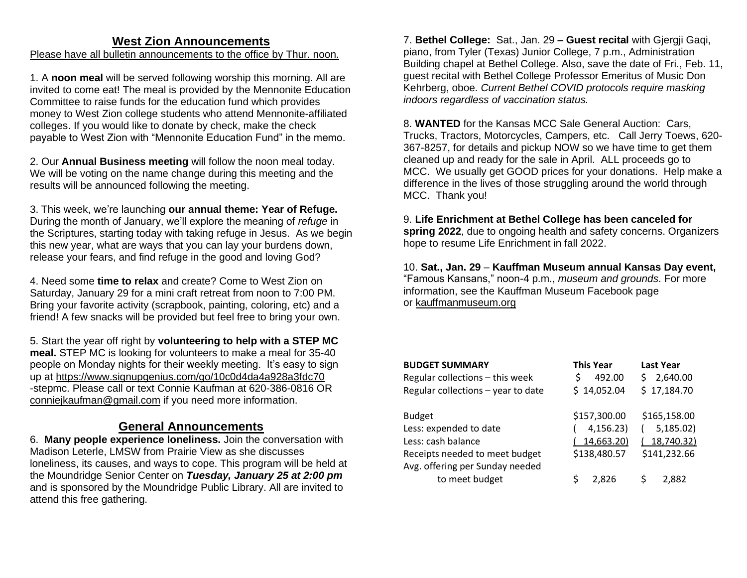## West Zion Announcements

Please have all bulletin announcements to the office by Thur. noon.

1. A **noon meal** will be served following worship this morning. All are invited to come eat! The meal is provided by the Mennonite Education Committee to raise funds for the education fund which provides money to West Zion college students who attend Mennonite-affiliated colleges. If you would like to donate by check, make the check payable to West Zion with "Mennonite Education Fund" in the memo.

2. Our **Annual Business meeting** will follow the noon meal today. We will be voting on the name change during this meeting and the results will be announced following the meeting.

3. This week, we're launching **our annual theme: Year of Refuge.** During the month of January, we'll explore the meaning of *refuge* in the Scriptures, starting today with taking refuge in Jesus. As we begin this new year, what are ways that you can lay your burdens down, release your fears, and find refuge in the good and loving God?

4. Need some **time to relax** and create? Come to West Zion on Saturday, January 29 for a mini craft retreat from noon to 7:00 PM. Bring your favorite activity (scrapbook, painting, coloring, etc) and a friend! A few snacks will be provided but feel free to bring your own.

5. Start the year off right by **volunteering to help with a STEP MC meal.** STEP MC is looking for volunteers to make a meal for 35-40 people on Monday nights for their weekly meeting. It's easy to sign up at https://www.signupgenius.com/go/10c0d4da4a928a3fdc70 -stepmc. Please call or text Connie Kaufman at 620-386-0816 OR conniejkaufman@gmail.com if you need more information.

## General Announcements

6. **Many people experience loneliness.** Join the conversation with Madison Leterle, LMSW from Prairie View as she discusses loneliness, its causes, and ways to cope. This program will be held at the Moundridge Senior Center on ***Tuesday, January 25 at 2:00 pm*** and is sponsored by the Moundridge Public Library. All are invited to attend this free gathering.

7. **Bethel College:** Sat., Jan. 29 **– Guest recital** with Gjergji Gaqi, piano, from Tyler (Texas) Junior College, 7 p.m., Administration Building chapel at Bethel College. Also, save the date of Fri., Feb. 11, guest recital with Bethel College Professor Emeritus of Music Don Kehrberg, oboe. *Current Bethel COVID protocols require masking indoors regardless of vaccination status.*

8. **WANTED** for the Kansas MCC Sale General Auction: Cars, Trucks, Tractors, Motorcycles, Campers, etc. Call Jerry Toews, 620-367-8257, for details and pickup NOW so we have time to get them cleaned up and ready for the sale in April. ALL proceeds go to MCC. We usually get GOOD prices for your donations. Help make a difference in the lives of those struggling around the world through MCC. Thank you!

9. **Life Enrichment at Bethel College has been canceled for spring 2022**, due to ongoing health and safety concerns. Organizers hope to resume Life Enrichment in fall 2022.

10. **Sat., Jan. 29** – **Kauffman Museum annual Kansas Day event,** "Famous Kansans," noon-4 p.m., *museum and grounds*. For more information, see the Kauffman Museum Facebook page or kauffmanmuseum.org

| **BUDGET SUMMARY** | **This Year** | **Last Year** |
|---|---|---|
| Regular collections – this week | $ 492.00 | $ 2,640.00 |
| Regular collections – year to date | $ 14,052.04 | $ 17,184.70 |
| Budget | $157,300.00 | $165,158.00 |
| Less: expended to date | ( 4,156.23) | ( 5,185.02) |
| Less: cash balance | ( 14,663.20) | ( 18,740.32) |
| Receipts needed to meet budget | $138,480.57 | $141,232.66 |
| Avg. offering per Sunday needed to meet budget | $ 2,826 | $ 2,882 |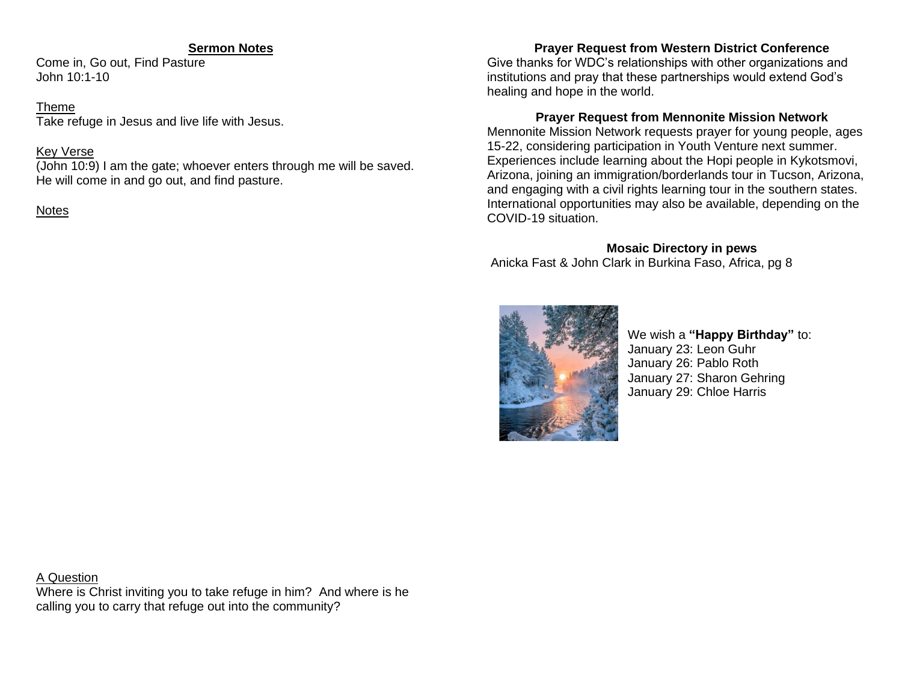## Sermon Notes

Come in, Go out, Find Pasture
John 10:1-10

Theme
Take refuge in Jesus and live life with Jesus.

Key Verse
(John 10:9) I am the gate; whoever enters through me will be saved. He will come in and go out, and find pasture.

Notes

A Question
Where is Christ inviting you to take refuge in him? And where is he calling you to carry that refuge out into the community?

### Prayer Request from Western District Conference

Give thanks for WDC's relationships with other organizations and institutions and pray that these partnerships would extend God's healing and hope in the world.

### Prayer Request from Mennonite Mission Network

Mennonite Mission Network requests prayer for young people, ages 15-22, considering participation in Youth Venture next summer. Experiences include learning about the Hopi people in Kykotsmovi, Arizona, joining an immigration/borderlands tour in Tucson, Arizona, and engaging with a civil rights learning tour in the southern states. International opportunities may also be available, depending on the COVID-19 situation.

### Mosaic Directory in pews

Anicka Fast & John Clark in Burkina Faso, Africa, pg 8

We wish a **"Happy Birthday"** to:
January 23: Leon Guhr
January 26: Pablo Roth
January 27: Sharon Gehring
January 29: Chloe Harris